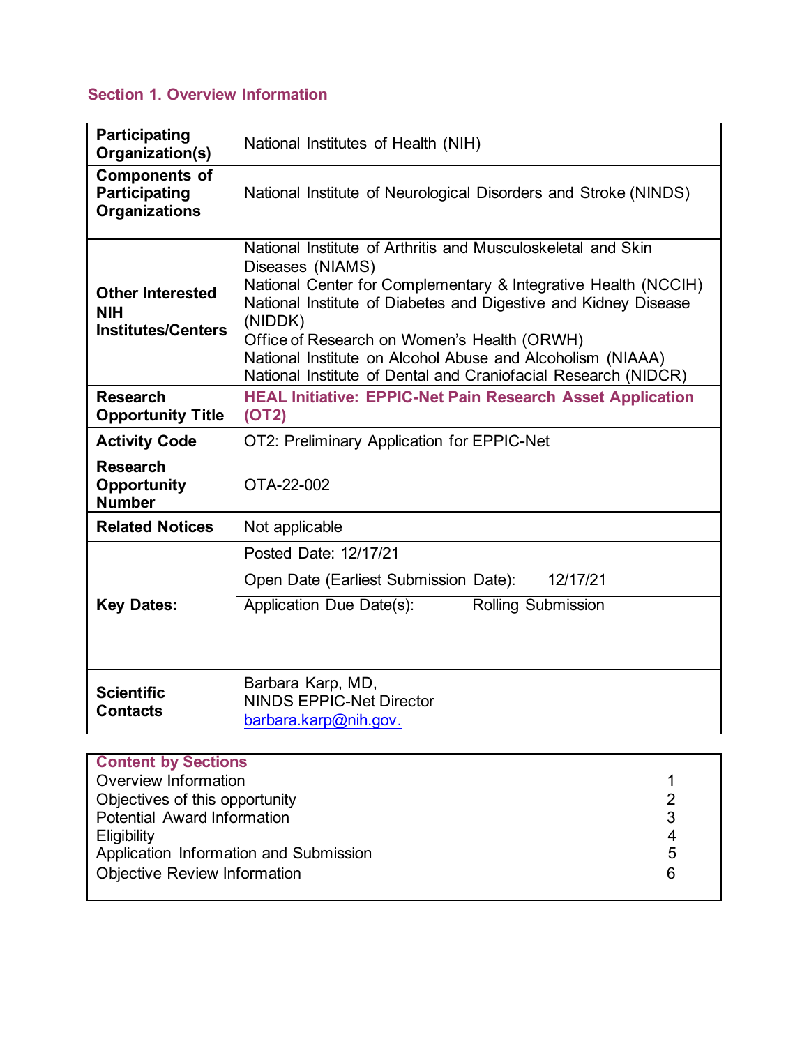## Section 1. Overview Information

| | |
|---|---|
| **Participating Organization(s)** | National Institutes of Health (NIH) |
| **Components of Participating Organizations** | National Institute of Neurological Disorders and Stroke (NINDS) |
| **Other Interested NIH Institutes/Centers** | National Institute of Arthritis and Musculoskeletal and Skin Diseases (NIAMS)<br>National Center for Complementary & Integrative Health (NCCIH)<br>National Institute of Diabetes and Digestive and Kidney Disease (NIDDK)<br>Office of Research on Women's Health (ORWH)<br>National Institute on Alcohol Abuse and Alcoholism (NIAAA)<br>National Institute of Dental and Craniofacial Research (NIDCR) |
| **Research Opportunity Title** | **HEAL Initiative: EPPIC-Net Pain Research Asset Application (OT2)** |
| **Activity Code** | OT2: Preliminary Application for EPPIC-Net |
| **Research Opportunity Number** | OTA-22-002 |
| **Related Notices** | Not applicable |
| **Key Dates:** | Posted Date: 12/17/21<br>Open Date (Earliest Submission Date): 12/17/21<br>Application Due Date(s): Rolling Submission |
| **Scientific Contacts** | Barbara Karp, MD,<br>NINDS EPPIC-Net Director<br>barbara.karp@nih.gov. |

| Content by Sections | |
|---|---|
| Overview Information | 1 |
| Objectives of this opportunity | 2 |
| Potential Award Information | 3 |
| Eligibility | 4 |
| Application Information and Submission | 5 |
| Objective Review Information | 6 |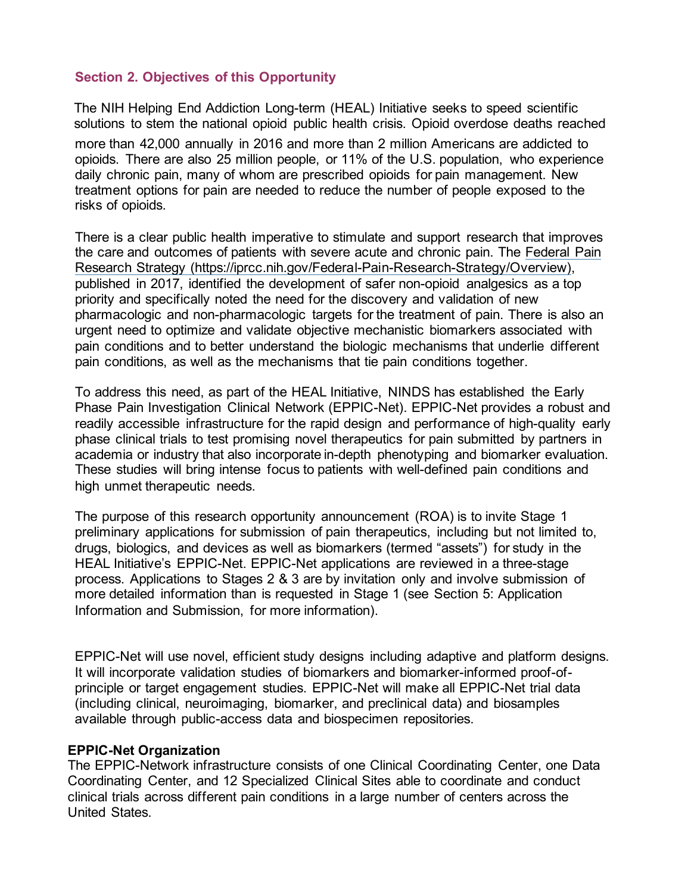## Section 2. Objectives of this Opportunity

The NIH Helping End Addiction Long-term (HEAL) Initiative seeks to speed scientific solutions to stem the national opioid public health crisis. Opioid overdose deaths reached more than 42,000 annually in 2016 and more than 2 million Americans are addicted to opioids. There are also 25 million people, or 11% of the U.S. population, who experience daily chronic pain, many of whom are prescribed opioids for pain management. New treatment options for pain are needed to reduce the number of people exposed to the risks of opioids.

There is a clear public health imperative to stimulate and support research that improves the care and outcomes of patients with severe acute and chronic pain. The Federal Pain Research Strategy (https://iprcc.nih.gov/Federal-Pain-Research-Strategy/Overview), published in 2017, identified the development of safer non-opioid analgesics as a top priority and specifically noted the need for the discovery and validation of new pharmacologic and non-pharmacologic targets for the treatment of pain. There is also an urgent need to optimize and validate objective mechanistic biomarkers associated with pain conditions and to better understand the biologic mechanisms that underlie different pain conditions, as well as the mechanisms that tie pain conditions together.

To address this need, as part of the HEAL Initiative, NINDS has established the Early Phase Pain Investigation Clinical Network (EPPIC-Net). EPPIC-Net provides a robust and readily accessible infrastructure for the rapid design and performance of high-quality early phase clinical trials to test promising novel therapeutics for pain submitted by partners in academia or industry that also incorporate in-depth phenotyping and biomarker evaluation. These studies will bring intense focus to patients with well-defined pain conditions and high unmet therapeutic needs.

The purpose of this research opportunity announcement (ROA) is to invite Stage 1 preliminary applications for submission of pain therapeutics, including but not limited to, drugs, biologics, and devices as well as biomarkers (termed "assets") for study in the HEAL Initiative's EPPIC-Net. EPPIC-Net applications are reviewed in a three-stage process. Applications to Stages 2 & 3 are by invitation only and involve submission of more detailed information than is requested in Stage 1 (see Section 5: Application Information and Submission, for more information).

EPPIC-Net will use novel, efficient study designs including adaptive and platform designs. It will incorporate validation studies of biomarkers and biomarker-informed proof-of-principle or target engagement studies. EPPIC-Net will make all EPPIC-Net trial data (including clinical, neuroimaging, biomarker, and preclinical data) and biosamples available through public-access data and biospecimen repositories.

**EPPIC-Net Organization**

The EPPIC-Network infrastructure consists of one Clinical Coordinating Center, one Data Coordinating Center, and 12 Specialized Clinical Sites able to coordinate and conduct clinical trials across different pain conditions in a large number of centers across the United States.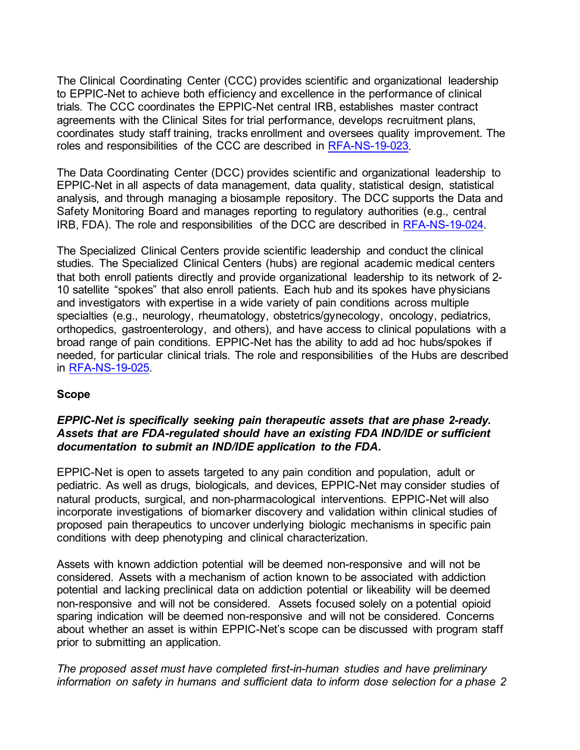The Clinical Coordinating Center (CCC) provides scientific and organizational leadership to EPPIC-Net to achieve both efficiency and excellence in the performance of clinical trials. The CCC coordinates the EPPIC-Net central IRB, establishes master contract agreements with the Clinical Sites for trial performance, develops recruitment plans, coordinates study staff training, tracks enrollment and oversees quality improvement. The roles and responsibilities of the CCC are described in [RFA-NS-19-023](RFA-NS-19-023).

The Data Coordinating Center (DCC) provides scientific and organizational leadership to EPPIC-Net in all aspects of data management, data quality, statistical design, statistical analysis, and through managing a biosample repository. The DCC supports the Data and Safety Monitoring Board and manages reporting to regulatory authorities (e.g., central IRB, FDA). The role and responsibilities of the DCC are described in [RFA-NS-19-024](RFA-NS-19-024).

The Specialized Clinical Centers provide scientific leadership and conduct the clinical studies. The Specialized Clinical Centers (hubs) are regional academic medical centers that both enroll patients directly and provide organizational leadership to its network of 2-10 satellite "spokes" that also enroll patients. Each hub and its spokes have physicians and investigators with expertise in a wide variety of pain conditions across multiple specialties (e.g., neurology, rheumatology, obstetrics/gynecology, oncology, pediatrics, orthopedics, gastroenterology, and others), and have access to clinical populations with a broad range of pain conditions. EPPIC-Net has the ability to add ad hoc hubs/spokes if needed, for particular clinical trials. The role and responsibilities of the Hubs are described in [RFA-NS-19-025](RFA-NS-19-025).

**Scope**

***EPPIC-Net is specifically seeking pain therapeutic assets that are phase 2-ready. Assets that are FDA-regulated should have an existing FDA IND/IDE or sufficient documentation to submit an IND/IDE application to the FDA.***

EPPIC-Net is open to assets targeted to any pain condition and population, adult or pediatric. As well as drugs, biologicals, and devices, EPPIC-Net may consider studies of natural products, surgical, and non-pharmacological interventions. EPPIC-Net will also incorporate investigations of biomarker discovery and validation within clinical studies of proposed pain therapeutics to uncover underlying biologic mechanisms in specific pain conditions with deep phenotyping and clinical characterization.

Assets with known addiction potential will be deemed non-responsive and will not be considered. Assets with a mechanism of action known to be associated with addiction potential and lacking preclinical data on addiction potential or likeability will be deemed non-responsive and will not be considered. Assets focused solely on a potential opioid sparing indication will be deemed non-responsive and will not be considered. Concerns about whether an asset is within EPPIC-Net's scope can be discussed with program staff prior to submitting an application.

*The proposed asset must have completed first-in-human studies and have preliminary information on safety in humans and sufficient data to inform dose selection for a phase 2*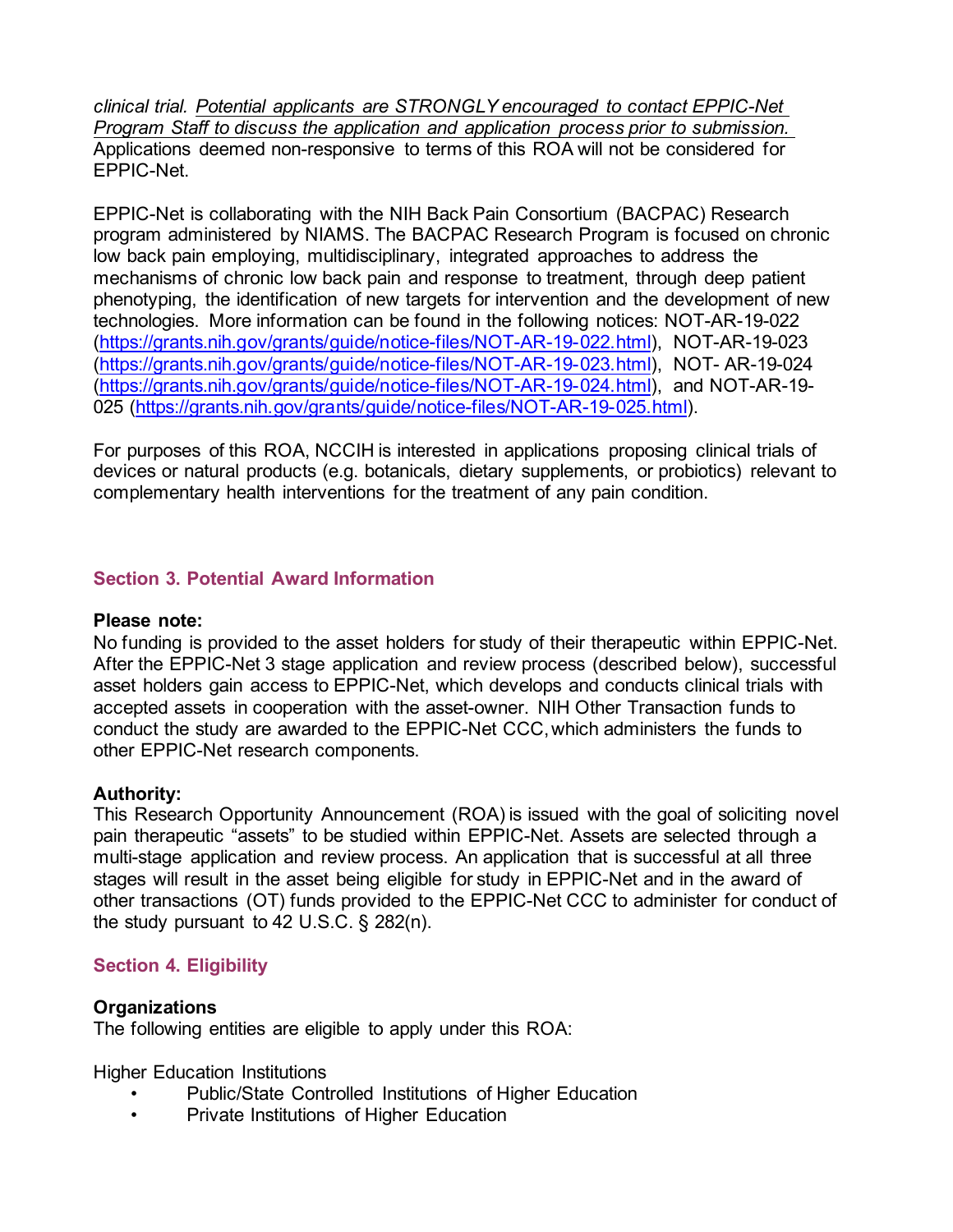*clinical trial. Potential applicants are STRONGLY encouraged to contact EPPIC-Net Program Staff to discuss the application and application process prior to submission.* Applications deemed non-responsive to terms of this ROA will not be considered for EPPIC-Net.

EPPIC-Net is collaborating with the NIH Back Pain Consortium (BACPAC) Research program administered by NIAMS. The BACPAC Research Program is focused on chronic low back pain employing, multidisciplinary, integrated approaches to address the mechanisms of chronic low back pain and response to treatment, through deep patient phenotyping, the identification of new targets for intervention and the development of new technologies. More information can be found in the following notices: NOT-AR-19-022 (https://grants.nih.gov/grants/guide/notice-files/NOT-AR-19-022.html), NOT-AR-19-023 (https://grants.nih.gov/grants/guide/notice-files/NOT-AR-19-023.html), NOT- AR-19-024 (https://grants.nih.gov/grants/guide/notice-files/NOT-AR-19-024.html), and NOT-AR-19-025 (https://grants.nih.gov/grants/guide/notice-files/NOT-AR-19-025.html).

For purposes of this ROA, NCCIH is interested in applications proposing clinical trials of devices or natural products (e.g. botanicals, dietary supplements, or probiotics) relevant to complementary health interventions for the treatment of any pain condition.

## Section 3. Potential Award Information

**Please note:**
No funding is provided to the asset holders for study of their therapeutic within EPPIC-Net. After the EPPIC-Net 3 stage application and review process (described below), successful asset holders gain access to EPPIC-Net, which develops and conducts clinical trials with accepted assets in cooperation with the asset-owner. NIH Other Transaction funds to conduct the study are awarded to the EPPIC-Net CCC, which administers the funds to other EPPIC-Net research components.

**Authority:**
This Research Opportunity Announcement (ROA) is issued with the goal of soliciting novel pain therapeutic "assets" to be studied within EPPIC-Net. Assets are selected through a multi-stage application and review process. An application that is successful at all three stages will result in the asset being eligible for study in EPPIC-Net and in the award of other transactions (OT) funds provided to the EPPIC-Net CCC to administer for conduct of the study pursuant to 42 U.S.C. § 282(n).

## Section 4. Eligibility

**Organizations**
The following entities are eligible to apply under this ROA:

Higher Education Institutions

- Public/State Controlled Institutions of Higher Education
- Private Institutions of Higher Education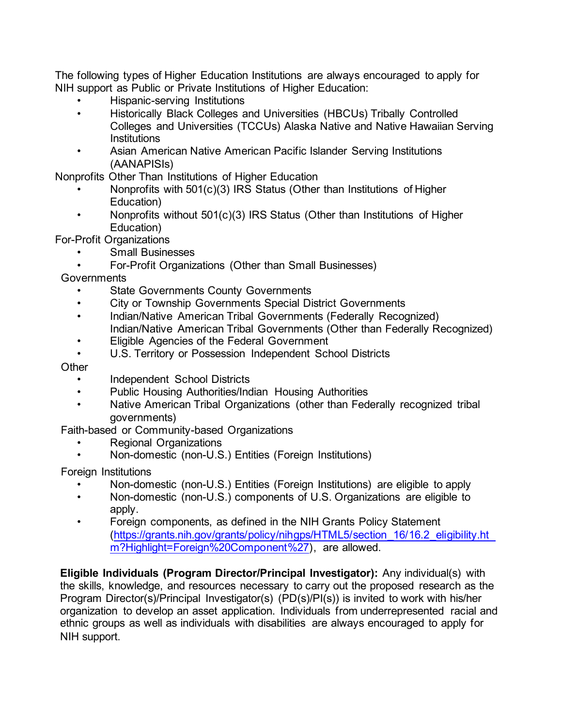The following types of Higher Education Institutions are always encouraged to apply for NIH support as Public or Private Institutions of Higher Education:

- Hispanic-serving Institutions
- Historically Black Colleges and Universities (HBCUs) Tribally Controlled Colleges and Universities (TCCUs) Alaska Native and Native Hawaiian Serving Institutions
- Asian American Native American Pacific Islander Serving Institutions (AANAPISIs)

Nonprofits Other Than Institutions of Higher Education

- Nonprofits with 501(c)(3) IRS Status (Other than Institutions of Higher Education)
- Nonprofits without 501(c)(3) IRS Status (Other than Institutions of Higher Education)

For-Profit Organizations

- Small Businesses
- For-Profit Organizations (Other than Small Businesses)

Governments

- State Governments County Governments
- City or Township Governments Special District Governments
- Indian/Native American Tribal Governments (Federally Recognized) Indian/Native American Tribal Governments (Other than Federally Recognized)
- Eligible Agencies of the Federal Government
- U.S. Territory or Possession Independent School Districts

Other

- Independent School Districts
- Public Housing Authorities/Indian Housing Authorities
- Native American Tribal Organizations (other than Federally recognized tribal governments)

Faith-based or Community-based Organizations

- Regional Organizations
- Non-domestic (non-U.S.) Entities (Foreign Institutions)

Foreign Institutions

- Non-domestic (non-U.S.) Entities (Foreign Institutions) are eligible to apply
- Non-domestic (non-U.S.) components of U.S. Organizations are eligible to apply.
- Foreign components, as defined in the NIH Grants Policy Statement ([https://grants.nih.gov/grants/policy/nihgps/HTML5/section_16/16.2_eligibility.htm?Highlight=Foreign%20Component%27](https://grants.nih.gov/grants/policy/nihgps/HTML5/section_16/16.2_eligibility.htm?Highlight=Foreign%20Component%27)), are allowed.

**Eligible Individuals (Program Director/Principal Investigator):** Any individual(s) with the skills, knowledge, and resources necessary to carry out the proposed research as the Program Director(s)/Principal Investigator(s) (PD(s)/PI(s)) is invited to work with his/her organization to develop an asset application. Individuals from underrepresented racial and ethnic groups as well as individuals with disabilities are always encouraged to apply for NIH support.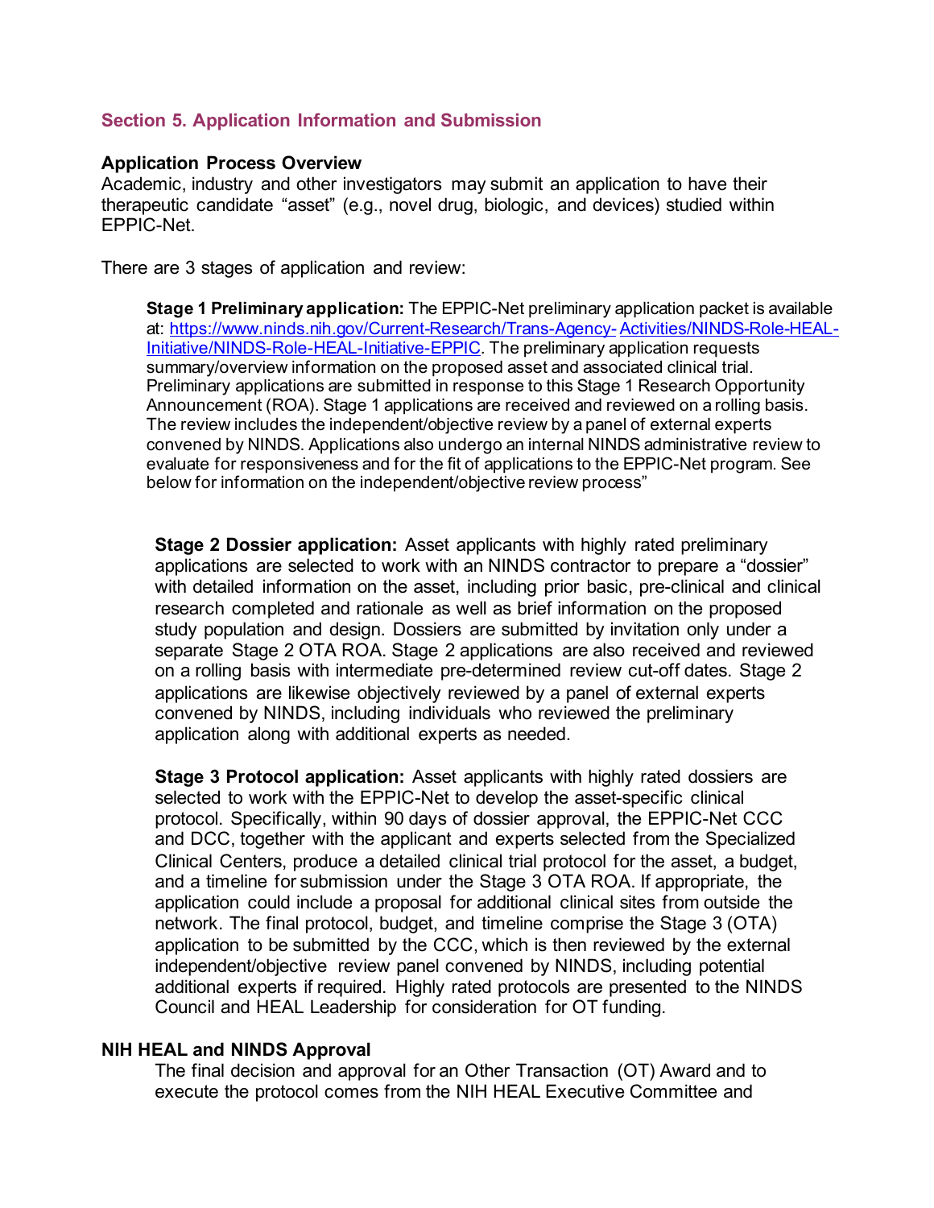## Section 5. Application Information and Submission

### Application Process Overview

Academic, industry and other investigators may submit an application to have their therapeutic candidate "asset" (e.g., novel drug, biologic, and devices) studied within EPPIC-Net.

There are 3 stages of application and review:

> **Stage 1 Preliminary application:** The EPPIC-Net preliminary application packet is available at: [https://www.ninds.nih.gov/Current-Research/Trans-Agency-Activities/NINDS-Role-HEAL-Initiative/NINDS-Role-HEAL-Initiative-EPPIC](https://www.ninds.nih.gov/Current-Research/Trans-Agency-Activities/NINDS-Role-HEAL-Initiative/NINDS-Role-HEAL-Initiative-EPPIC). The preliminary application requests summary/overview information on the proposed asset and associated clinical trial. Preliminary applications are submitted in response to this Stage 1 Research Opportunity Announcement (ROA). Stage 1 applications are received and reviewed on a rolling basis. The review includes the independent/objective review by a panel of external experts convened by NINDS. Applications also undergo an internal NINDS administrative review to evaluate for responsiveness and for the fit of applications to the EPPIC-Net program. See below for information on the independent/objective review process"
>
> **Stage 2 Dossier application:** Asset applicants with highly rated preliminary applications are selected to work with an NINDS contractor to prepare a "dossier" with detailed information on the asset, including prior basic, pre-clinical and clinical research completed and rationale as well as brief information on the proposed study population and design. Dossiers are submitted by invitation only under a separate Stage 2 OTA ROA. Stage 2 applications are also received and reviewed on a rolling basis with intermediate pre-determined review cut-off dates. Stage 2 applications are likewise objectively reviewed by a panel of external experts convened by NINDS, including individuals who reviewed the preliminary application along with additional experts as needed.
>
> **Stage 3 Protocol application:** Asset applicants with highly rated dossiers are selected to work with the EPPIC-Net to develop the asset-specific clinical protocol. Specifically, within 90 days of dossier approval, the EPPIC-Net CCC and DCC, together with the applicant and experts selected from the Specialized Clinical Centers, produce a detailed clinical trial protocol for the asset, a budget, and a timeline for submission under the Stage 3 OTA ROA. If appropriate, the application could include a proposal for additional clinical sites from outside the network. The final protocol, budget, and timeline comprise the Stage 3 (OTA) application to be submitted by the CCC, which is then reviewed by the external independent/objective review panel convened by NINDS, including potential additional experts if required. Highly rated protocols are presented to the NINDS Council and HEAL Leadership for consideration for OT funding.

### NIH HEAL and NINDS Approval

The final decision and approval for an Other Transaction (OT) Award and to execute the protocol comes from the NIH HEAL Executive Committee and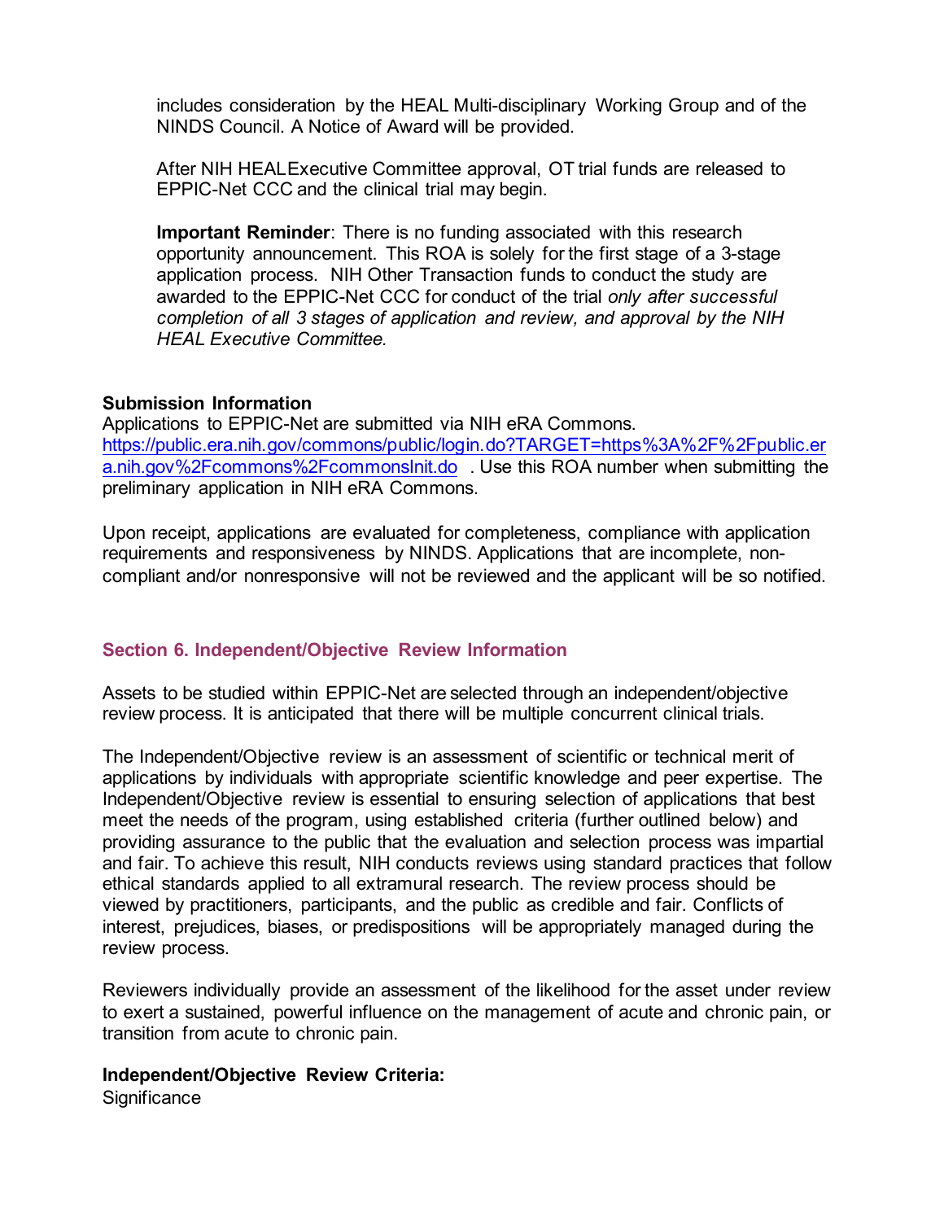includes consideration by the HEAL Multi-disciplinary Working Group and of the NINDS Council. A Notice of Award will be provided.

After NIH HEALExecutive Committee approval, OT trial funds are released to EPPIC-Net CCC and the clinical trial may begin.

**Important Reminder**: There is no funding associated with this research opportunity announcement. This ROA is solely for the first stage of a 3-stage application process. NIH Other Transaction funds to conduct the study are awarded to the EPPIC-Net CCC for conduct of the trial *only after successful completion of all 3 stages of application and review, and approval by the NIH HEAL Executive Committee.*

**Submission Information**

Applications to EPPIC-Net are submitted via NIH eRA Commons. [https://public.era.nih.gov/commons/public/login.do?TARGET=https%3A%2F%2Fpublic.era.nih.gov%2Fcommons%2FcommonsInit.do](https://public.era.nih.gov/commons/public/login.do?TARGET=https%3A%2F%2Fpublic.era.nih.gov%2Fcommons%2FcommonsInit.do) . Use this ROA number when submitting the preliminary application in NIH eRA Commons.

Upon receipt, applications are evaluated for completeness, compliance with application requirements and responsiveness by NINDS. Applications that are incomplete, non-compliant and/or nonresponsive will not be reviewed and the applicant will be so notified.

## Section 6. Independent/Objective Review Information

Assets to be studied within EPPIC-Net are selected through an independent/objective review process. It is anticipated that there will be multiple concurrent clinical trials.

The Independent/Objective review is an assessment of scientific or technical merit of applications by individuals with appropriate scientific knowledge and peer expertise. The Independent/Objective review is essential to ensuring selection of applications that best meet the needs of the program, using established criteria (further outlined below) and providing assurance to the public that the evaluation and selection process was impartial and fair. To achieve this result, NIH conducts reviews using standard practices that follow ethical standards applied to all extramural research. The review process should be viewed by practitioners, participants, and the public as credible and fair. Conflicts of interest, prejudices, biases, or predispositions will be appropriately managed during the review process.

Reviewers individually provide an assessment of the likelihood for the asset under review to exert a sustained, powerful influence on the management of acute and chronic pain, or transition from acute to chronic pain.

**Independent/Objective Review Criteria:**

Significance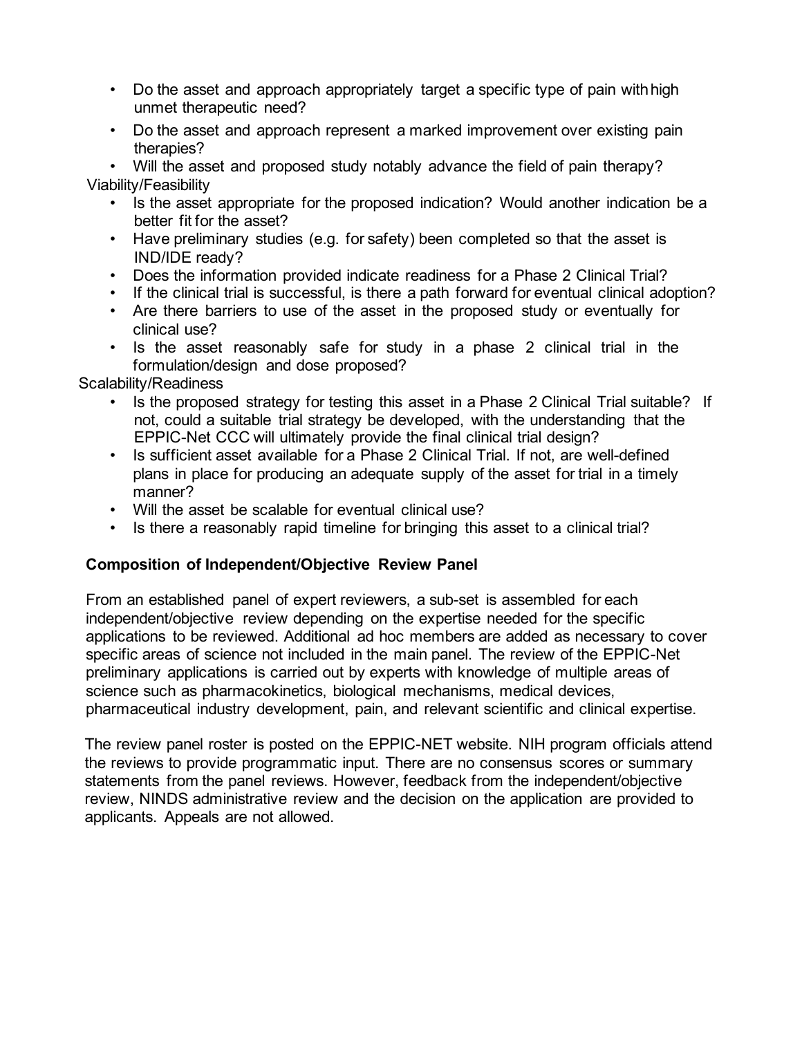- Do the asset and approach appropriately target a specific type of pain with high unmet therapeutic need?
- Do the asset and approach represent a marked improvement over existing pain therapies?
- Will the asset and proposed study notably advance the field of pain therapy?

Viability/Feasibility

- Is the asset appropriate for the proposed indication? Would another indication be a better fit for the asset?
- Have preliminary studies (e.g. for safety) been completed so that the asset is IND/IDE ready?
- Does the information provided indicate readiness for a Phase 2 Clinical Trial?
- If the clinical trial is successful, is there a path forward for eventual clinical adoption?
- Are there barriers to use of the asset in the proposed study or eventually for clinical use?
- Is the asset reasonably safe for study in a phase 2 clinical trial in the formulation/design and dose proposed?

Scalability/Readiness

- Is the proposed strategy for testing this asset in a Phase 2 Clinical Trial suitable? If not, could a suitable trial strategy be developed, with the understanding that the EPPIC-Net CCC will ultimately provide the final clinical trial design?
- Is sufficient asset available for a Phase 2 Clinical Trial. If not, are well-defined plans in place for producing an adequate supply of the asset for trial in a timely manner?
- Will the asset be scalable for eventual clinical use?
- Is there a reasonably rapid timeline for bringing this asset to a clinical trial?

**Composition of Independent/Objective Review Panel**

From an established panel of expert reviewers, a sub-set is assembled for each independent/objective review depending on the expertise needed for the specific applications to be reviewed. Additional ad hoc members are added as necessary to cover specific areas of science not included in the main panel. The review of the EPPIC-Net preliminary applications is carried out by experts with knowledge of multiple areas of science such as pharmacokinetics, biological mechanisms, medical devices, pharmaceutical industry development, pain, and relevant scientific and clinical expertise.

The review panel roster is posted on the EPPIC-NET website. NIH program officials attend the reviews to provide programmatic input. There are no consensus scores or summary statements from the panel reviews. However, feedback from the independent/objective review, NINDS administrative review and the decision on the application are provided to applicants. Appeals are not allowed.